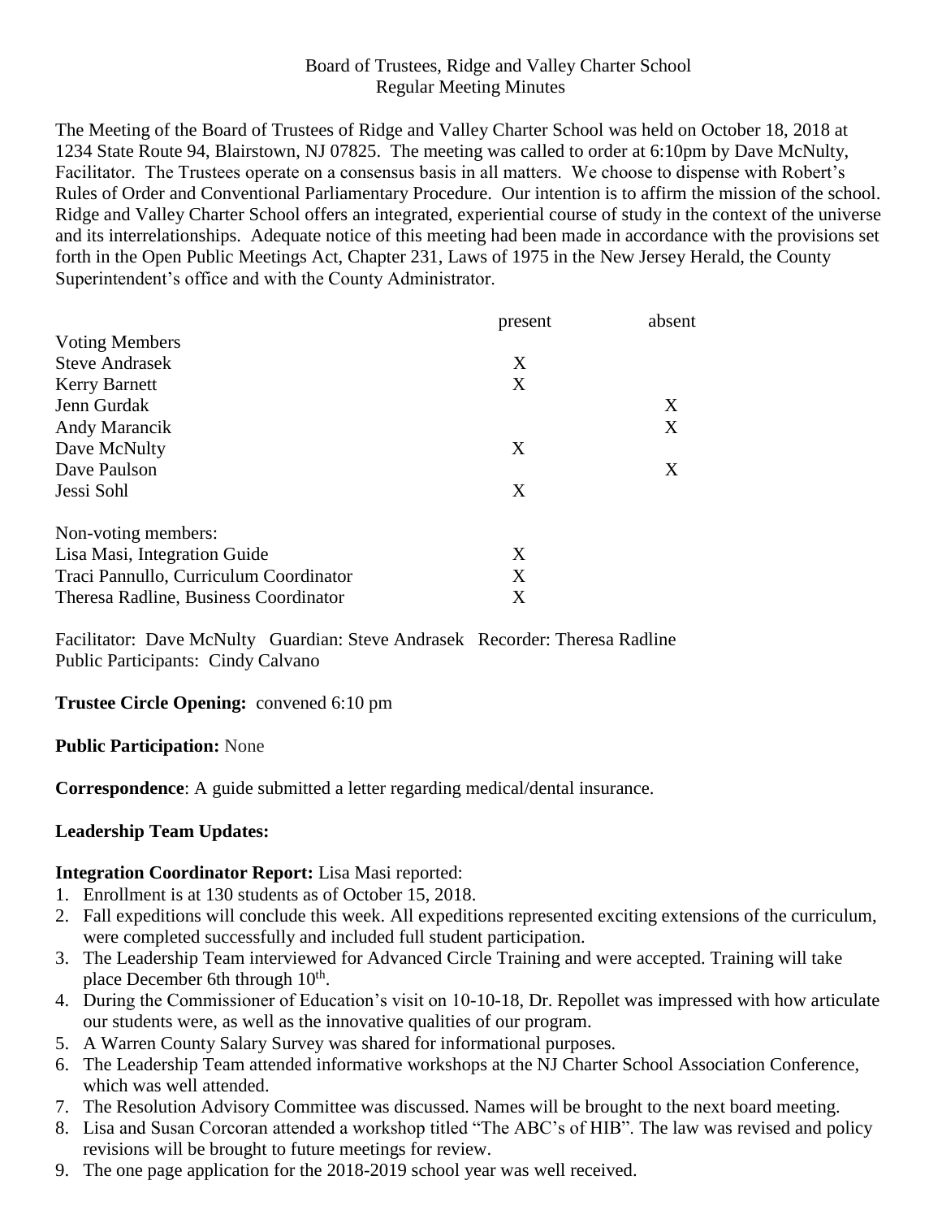Board of Trustees, Ridge and Valley Charter School
Regular Meeting Minutes

The Meeting of the Board of Trustees of Ridge and Valley Charter School was held on October 18, 2018 at 1234 State Route 94, Blairstown, NJ 07825. The meeting was called to order at 6:10pm by Dave McNulty, Facilitator. The Trustees operate on a consensus basis in all matters. We choose to dispense with Robert's Rules of Order and Conventional Parliamentary Procedure. Our intention is to affirm the mission of the school. Ridge and Valley Charter School offers an integrated, experiential course of study in the context of the universe and its interrelationships. Adequate notice of this meeting had been made in accordance with the provisions set forth in the Open Public Meetings Act, Chapter 231, Laws of 1975 in the New Jersey Herald, the County Superintendent's office and with the County Administrator.

| | present | absent |
|---|---|---|
| Voting Members | | |
| Steve Andrasek | X | |
| Kerry Barnett | X | |
| Jenn Gurdak | | X |
| Andy Marancik | | X |
| Dave McNulty | X | |
| Dave Paulson | | X |
| Jessi Sohl | X | |
| Non-voting members: | | |
| Lisa Masi, Integration Guide | X | |
| Traci Pannullo, Curriculum Coordinator | X | |
| Theresa Radline, Business Coordinator | X | |

Facilitator: Dave McNulty Guardian: Steve Andrasek Recorder: Theresa Radline
Public Participants: Cindy Calvano

**Trustee Circle Opening:** convened 6:10 pm

**Public Participation:** None

**Correspondence**: A guide submitted a letter regarding medical/dental insurance.

**Leadership Team Updates:**

**Integration Coordinator Report:** Lisa Masi reported:

1. Enrollment is at 130 students as of October 15, 2018.
2. Fall expeditions will conclude this week. All expeditions represented exciting extensions of the curriculum, were completed successfully and included full student participation.
3. The Leadership Team interviewed for Advanced Circle Training and were accepted. Training will take place December 6th through 10th.
4. During the Commissioner of Education's visit on 10-10-18, Dr. Repollet was impressed with how articulate our students were, as well as the innovative qualities of our program.
5. A Warren County Salary Survey was shared for informational purposes.
6. The Leadership Team attended informative workshops at the NJ Charter School Association Conference, which was well attended.
7. The Resolution Advisory Committee was discussed. Names will be brought to the next board meeting.
8. Lisa and Susan Corcoran attended a workshop titled "The ABC's of HIB". The law was revised and policy revisions will be brought to future meetings for review.
9. The one page application for the 2018-2019 school year was well received.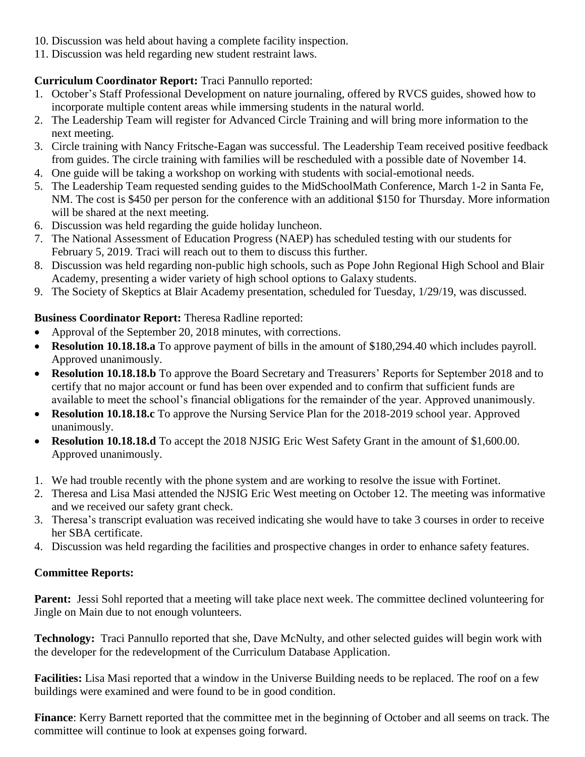10. Discussion was held about having a complete facility inspection.
11. Discussion was held regarding new student restraint laws.

**Curriculum Coordinator Report:** Traci Pannullo reported:

1. October's Staff Professional Development on nature journaling, offered by RVCS guides, showed how to incorporate multiple content areas while immersing students in the natural world.
2. The Leadership Team will register for Advanced Circle Training and will bring more information to the next meeting.
3. Circle training with Nancy Fritsche-Eagan was successful. The Leadership Team received positive feedback from guides. The circle training with families will be rescheduled with a possible date of November 14.
4. One guide will be taking a workshop on working with students with social-emotional needs.
5. The Leadership Team requested sending guides to the MidSchoolMath Conference, March 1-2 in Santa Fe, NM. The cost is $450 per person for the conference with an additional $150 for Thursday. More information will be shared at the next meeting.
6. Discussion was held regarding the guide holiday luncheon.
7. The National Assessment of Education Progress (NAEP) has scheduled testing with our students for February 5, 2019. Traci will reach out to them to discuss this further.
8. Discussion was held regarding non-public high schools, such as Pope John Regional High School and Blair Academy, presenting a wider variety of high school options to Galaxy students.
9. The Society of Skeptics at Blair Academy presentation, scheduled for Tuesday, 1/29/19, was discussed.

**Business Coordinator Report:** Theresa Radline reported:

- Approval of the September 20, 2018 minutes, with corrections.
- **Resolution 10.18.18.a** To approve payment of bills in the amount of $180,294.40 which includes payroll. Approved unanimously.
- **Resolution 10.18.18.b** To approve the Board Secretary and Treasurers' Reports for September 2018 and to certify that no major account or fund has been over expended and to confirm that sufficient funds are available to meet the school's financial obligations for the remainder of the year. Approved unanimously.
- **Resolution 10.18.18.c** To approve the Nursing Service Plan for the 2018-2019 school year. Approved unanimously.
- **Resolution 10.18.18.d** To accept the 2018 NJSIG Eric West Safety Grant in the amount of $1,600.00. Approved unanimously.

1. We had trouble recently with the phone system and are working to resolve the issue with Fortinet.
2. Theresa and Lisa Masi attended the NJSIG Eric West meeting on October 12. The meeting was informative and we received our safety grant check.
3. Theresa's transcript evaluation was received indicating she would have to take 3 courses in order to receive her SBA certificate.
4. Discussion was held regarding the facilities and prospective changes in order to enhance safety features.

**Committee Reports:**

**Parent:** Jessi Sohl reported that a meeting will take place next week. The committee declined volunteering for Jingle on Main due to not enough volunteers.

**Technology:** Traci Pannullo reported that she, Dave McNulty, and other selected guides will begin work with the developer for the redevelopment of the Curriculum Database Application.

**Facilities:** Lisa Masi reported that a window in the Universe Building needs to be replaced. The roof on a few buildings were examined and were found to be in good condition.

**Finance**: Kerry Barnett reported that the committee met in the beginning of October and all seems on track. The committee will continue to look at expenses going forward.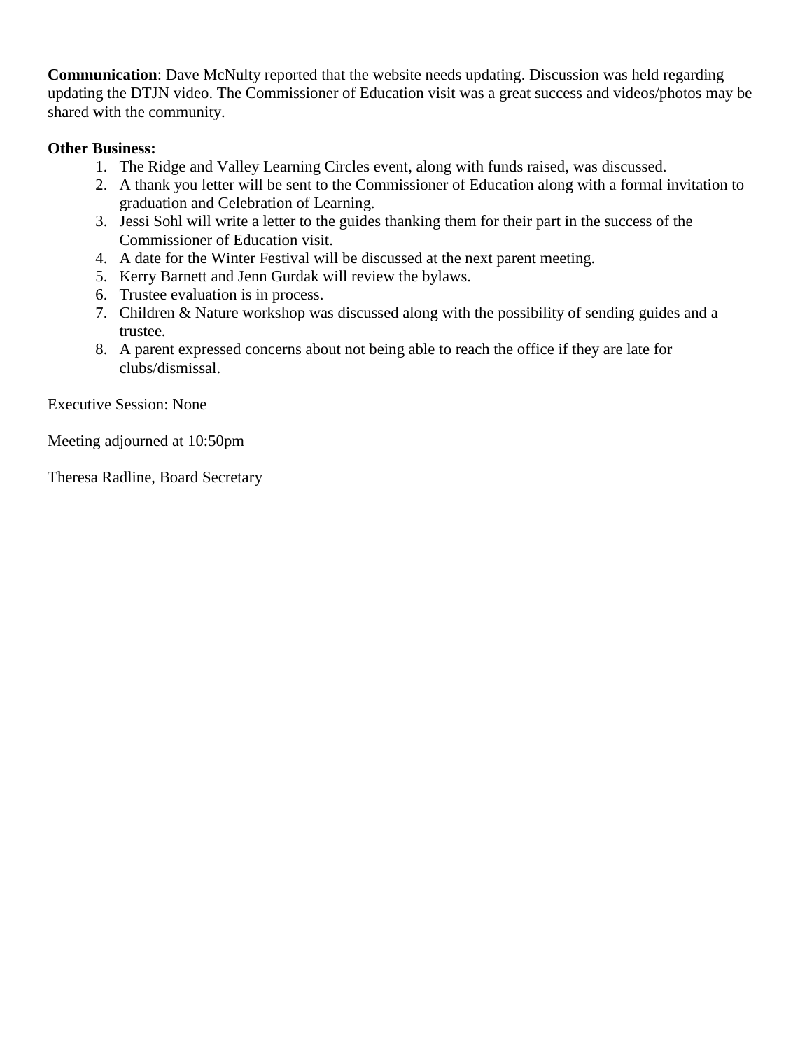**Communication**: Dave McNulty reported that the website needs updating. Discussion was held regarding updating the DTJN video. The Commissioner of Education visit was a great success and videos/photos may be shared with the community.

**Other Business:**

1. The Ridge and Valley Learning Circles event, along with funds raised, was discussed.
2. A thank you letter will be sent to the Commissioner of Education along with a formal invitation to graduation and Celebration of Learning.
3. Jessi Sohl will write a letter to the guides thanking them for their part in the success of the Commissioner of Education visit.
4. A date for the Winter Festival will be discussed at the next parent meeting.
5. Kerry Barnett and Jenn Gurdak will review the bylaws.
6. Trustee evaluation is in process.
7. Children & Nature workshop was discussed along with the possibility of sending guides and a trustee.
8. A parent expressed concerns about not being able to reach the office if they are late for clubs/dismissal.

Executive Session: None

Meeting adjourned at 10:50pm

Theresa Radline, Board Secretary